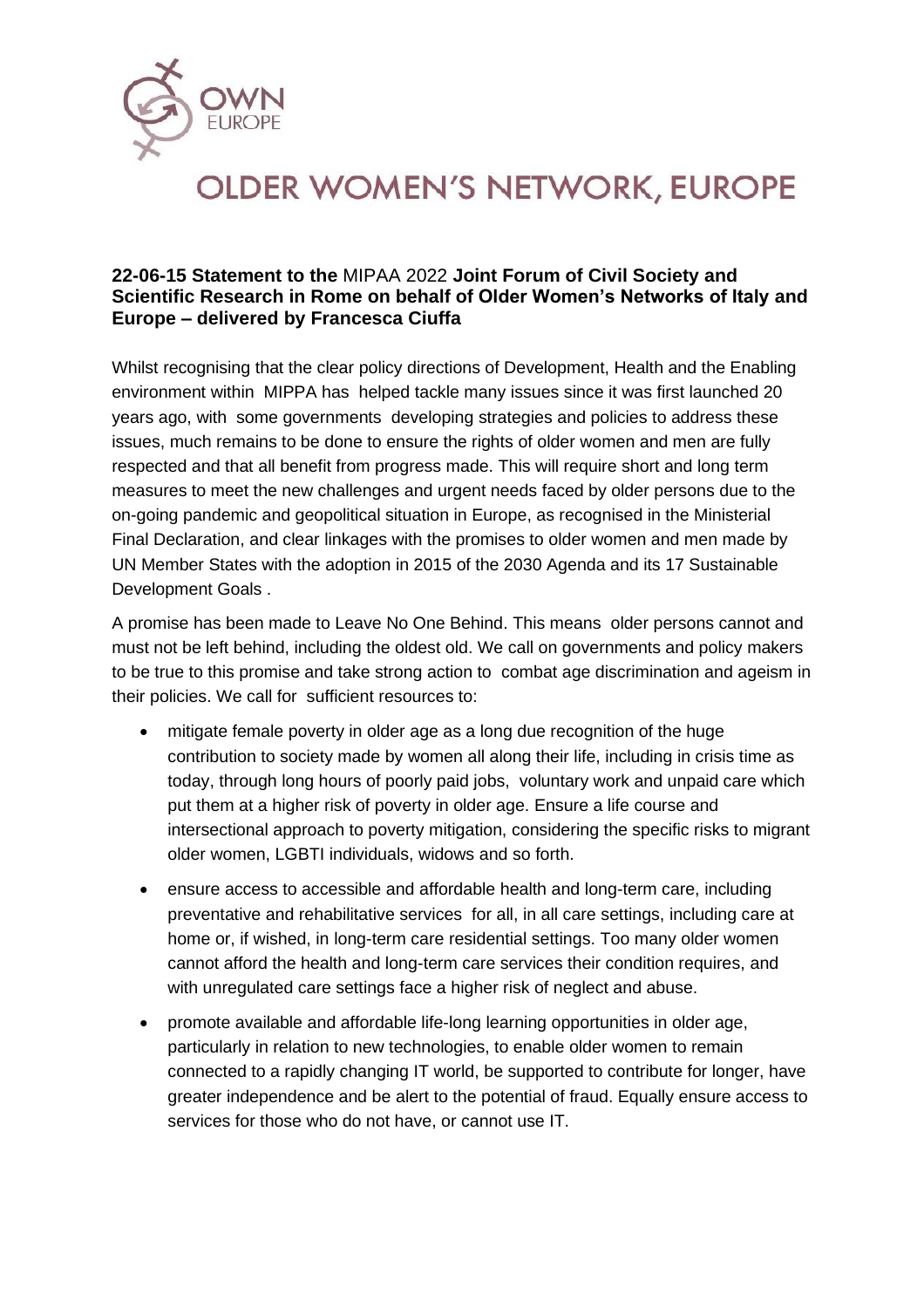OWN EUROPE

# OLDER WOMEN'S NETWORK, EUROPE

**22-06-15 Statement to the** MIPAA 2022 **Joint Forum of Civil Society and Scientific Research in Rome on behalf of Older Women's Networks of Italy and Europe – delivered by Francesca Ciuffa**

Whilst recognising that the clear policy directions of Development, Health and the Enabling environment within MIPPA has helped tackle many issues since it was first launched 20 years ago, with some governments developing strategies and policies to address these issues, much remains to be done to ensure the rights of older women and men are fully respected and that all benefit from progress made. This will require short and long term measures to meet the new challenges and urgent needs faced by older persons due to the on-going pandemic and geopolitical situation in Europe, as recognised in the Ministerial Final Declaration, and clear linkages with the promises to older women and men made by UN Member States with the adoption in 2015 of the 2030 Agenda and its 17 Sustainable Development Goals .

A promise has been made to Leave No One Behind. This means older persons cannot and must not be left behind, including the oldest old. We call on governments and policy makers to be true to this promise and take strong action to combat age discrimination and ageism in their policies. We call for sufficient resources to:

- mitigate female poverty in older age as a long due recognition of the huge contribution to society made by women all along their life, including in crisis time as today, through long hours of poorly paid jobs, voluntary work and unpaid care which put them at a higher risk of poverty in older age. Ensure a life course and intersectional approach to poverty mitigation, considering the specific risks to migrant older women, LGBTI individuals, widows and so forth.
- ensure access to accessible and affordable health and long-term care, including preventative and rehabilitative services for all, in all care settings, including care at home or, if wished, in long-term care residential settings. Too many older women cannot afford the health and long-term care services their condition requires, and with unregulated care settings face a higher risk of neglect and abuse.
- promote available and affordable life-long learning opportunities in older age, particularly in relation to new technologies, to enable older women to remain connected to a rapidly changing IT world, be supported to contribute for longer, have greater independence and be alert to the potential of fraud. Equally ensure access to services for those who do not have, or cannot use IT.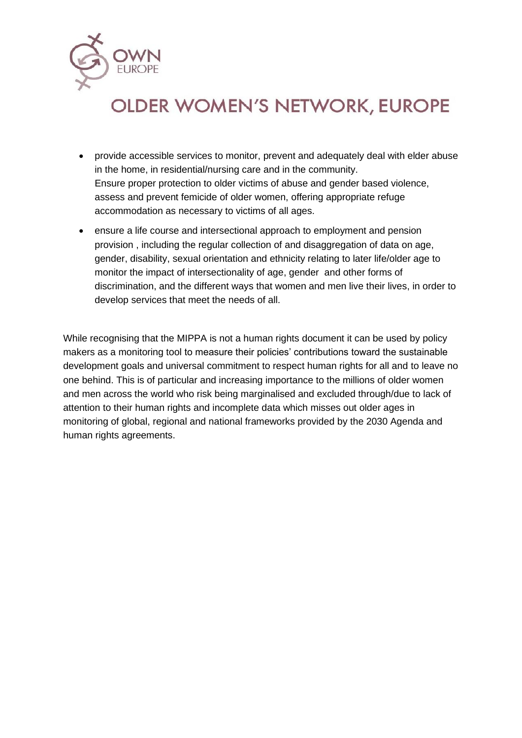- provide accessible services to monitor, prevent and adequately deal with elder abuse in the home, in residential/nursing care and in the community. Ensure proper protection to older victims of abuse and gender based violence, assess and prevent femicide of older women, offering appropriate refuge accommodation as necessary to victims of all ages.

- ensure a life course and intersectional approach to employment and pension provision , including the regular collection of and disaggregation of data on age, gender, disability, sexual orientation and ethnicity relating to later life/older age to monitor the impact of intersectionality of age, gender and other forms of discrimination, and the different ways that women and men live their lives, in order to develop services that meet the needs of all.

While recognising that the MIPPA is not a human rights document it can be used by policy makers as a monitoring tool to measure their policies' contributions toward the sustainable development goals and universal commitment to respect human rights for all and to leave no one behind. This is of particular and increasing importance to the millions of older women and men across the world who risk being marginalised and excluded through/due to lack of attention to their human rights and incomplete data which misses out older ages in monitoring of global, regional and national frameworks provided by the 2030 Agenda and human rights agreements.